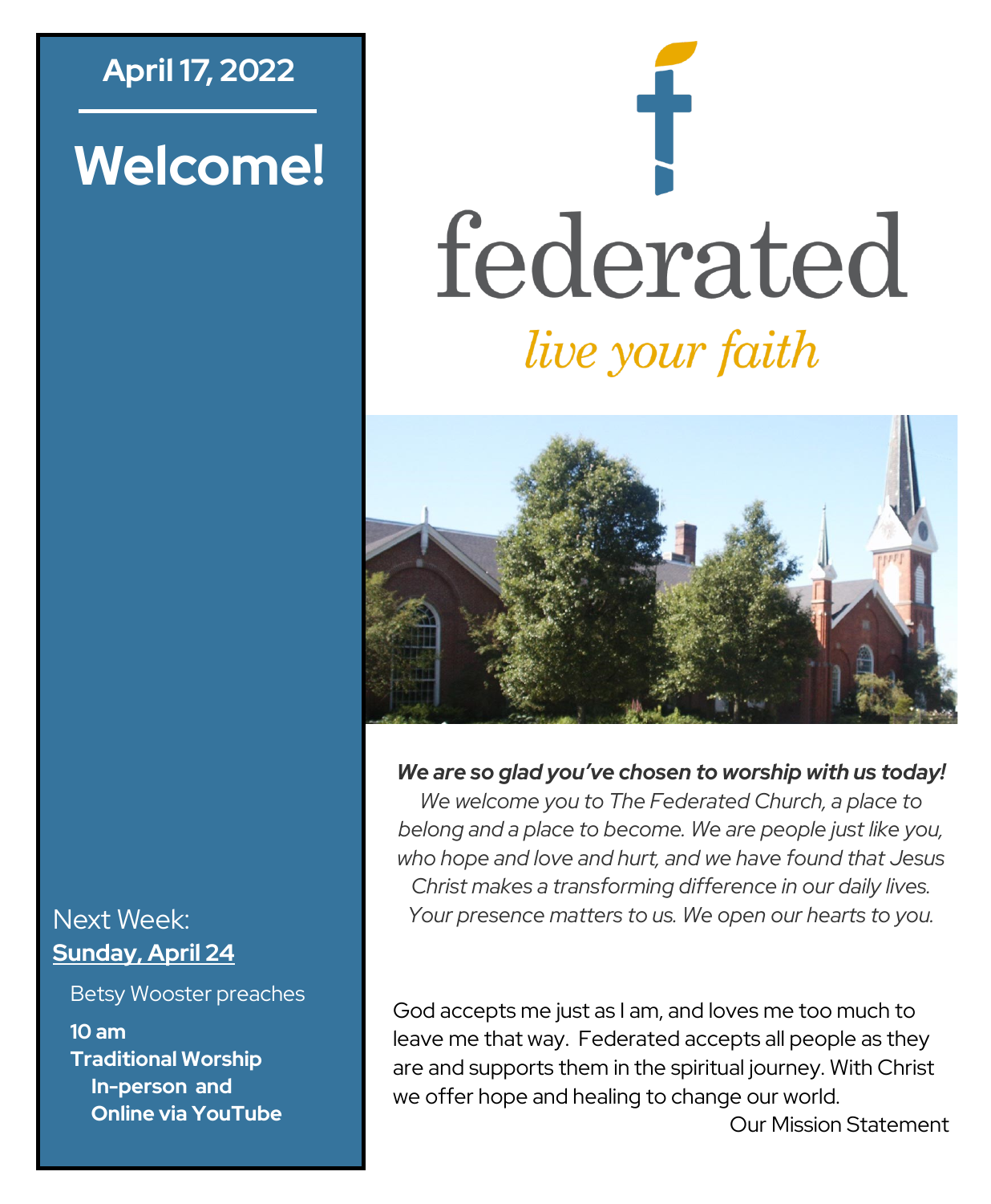**April 17, 2022**

# Welcome!

Next Week:
**Sunday, April 24**

Betsy Wooster preaches

**10 am**
**Traditional Worship**
**In-person and**
**Online via YouTube**

# federated

*live your faith*

***We are so glad you've chosen to worship with us today!***
*We welcome you to The Federated Church, a place to belong and a place to become. We are people just like you, who hope and love and hurt, and we have found that Jesus Christ makes a transforming difference in our daily lives. Your presence matters to us. We open our hearts to you.*

God accepts me just as I am, and loves me too much to leave me that way. Federated accepts all people as they are and supports them in the spiritual journey. With Christ we offer hope and healing to change our world.

Our Mission Statement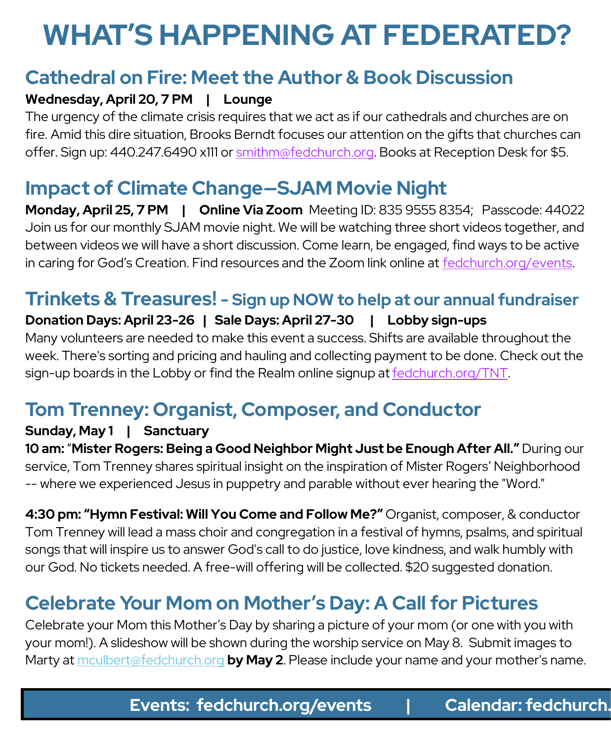# WHAT'S HAPPENING AT FEDERATED?

## Cathedral on Fire: Meet the Author & Book Discussion

**Wednesday, April 20, 7 PM | Lounge**

The urgency of the climate crisis requires that we act as if our cathedrals and churches are on fire. Amid this dire situation, Brooks Berndt focuses our attention on the gifts that churches can offer. Sign up: 440.247.6490 x111 or smithm@fedchurch.org. Books at Reception Desk for $5.

## Impact of Climate Change—SJAM Movie Night

**Monday, April 25, 7 PM | Online Via Zoom** Meeting ID: 835 9555 8354; Passcode: 44022

Join us for our monthly SJAM movie night. We will be watching three short videos together, and between videos we will have a short discussion. Come learn, be engaged, find ways to be active in caring for God's Creation. Find resources and the Zoom link online at fedchurch.org/events.

## Trinkets & Treasures! - Sign up NOW to help at our annual fundraiser

**Donation Days: April 23-26 | Sale Days: April 27-30 | Lobby sign-ups**

Many volunteers are needed to make this event a success. Shifts are available throughout the week. There's sorting and pricing and hauling and collecting payment to be done. Check out the sign-up boards in the Lobby or find the Realm online signup at fedchurch.org/TNT.

## Tom Trenney: Organist, Composer, and Conductor

**Sunday, May 1 | Sanctuary**

**10 am: "Mister Rogers: Being a Good Neighbor Might Just be Enough After All."** During our service, Tom Trenney shares spiritual insight on the inspiration of Mister Rogers' Neighborhood -- where we experienced Jesus in puppetry and parable without ever hearing the "Word."

**4:30 pm: "Hymn Festival: Will You Come and Follow Me?"** Organist, composer, & conductor Tom Trenney will lead a mass choir and congregation in a festival of hymns, psalms, and spiritual songs that will inspire us to answer God's call to do justice, love kindness, and walk humbly with our God. No tickets needed. A free-will offering will be collected. $20 suggested donation.

## Celebrate Your Mom on Mother's Day: A Call for Pictures

Celebrate your Mom this Mother's Day by sharing a picture of your mom (or one with you with your mom!). A slideshow will be shown during the worship service on May 8. Submit images to Marty at mculbert@fedchurch.org **by May 2**. Please include your name and your mother's name.

**Events: fedchurch.org/events | Calendar: fedchurch.**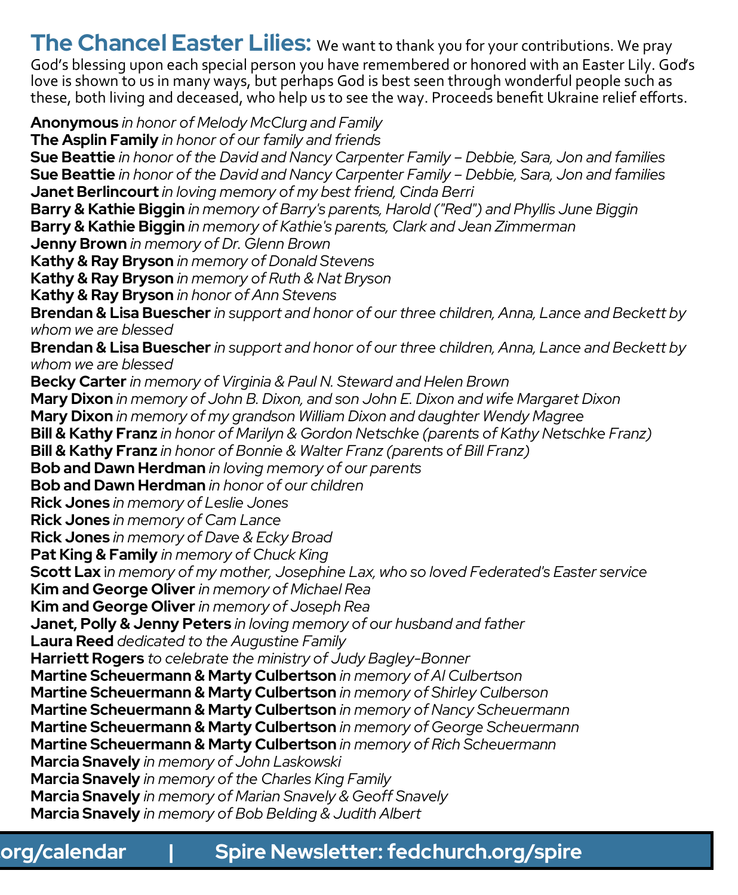## The Chancel Easter Lilies:

We want to thank you for your contributions. We pray God's blessing upon each special person you have remembered or honored with an Easter Lily. God's love is shown to us in many ways, but perhaps God is best seen through wonderful people such as these, both living and deceased, who help us to see the way. Proceeds benefit Ukraine relief efforts.

**Anonymous** *in honor of Melody McClurg and Family*
**The Asplin Family** *in honor of our family and friends*
**Sue Beattie** *in honor of the David and Nancy Carpenter Family – Debbie, Sara, Jon and families*
**Sue Beattie** *in honor of the David and Nancy Carpenter Family – Debbie, Sara, Jon and families*
**Janet Berlincourt** *in loving memory of my best friend, Cinda Berri*
**Barry & Kathie Biggin** *in memory of Barry's parents, Harold ("Red") and Phyllis June Biggin*
**Barry & Kathie Biggin** *in memory of Kathie's parents, Clark and Jean Zimmerman*
**Jenny Brown** *in memory of Dr. Glenn Brown*
**Kathy & Ray Bryson** *in memory of Donald Stevens*
**Kathy & Ray Bryson** *in memory of Ruth & Nat Bryson*
**Kathy & Ray Bryson** *in honor of Ann Stevens*
**Brendan & Lisa Buescher** *in support and honor of our three children, Anna, Lance and Beckett by whom we are blessed*
**Brendan & Lisa Buescher** *in support and honor of our three children, Anna, Lance and Beckett by whom we are blessed*
**Becky Carter** *in memory of Virginia & Paul N. Steward and Helen Brown*
**Mary Dixon** *in memory of John B. Dixon, and son John E. Dixon and wife Margaret Dixon*
**Mary Dixon** *in memory of my grandson William Dixon and daughter Wendy Magree*
**Bill & Kathy Franz** *in honor of Marilyn & Gordon Netschke (parents of Kathy Netschke Franz)*
**Bill & Kathy Franz** *in honor of Bonnie & Walter Franz (parents of Bill Franz)*
**Bob and Dawn Herdman** *in loving memory of our parents*
**Bob and Dawn Herdman** *in honor of our children*
**Rick Jones** *in memory of Leslie Jones*
**Rick Jones** *in memory of Cam Lance*
**Rick Jones** *in memory of Dave & Ecky Broad*
**Pat King & Family** *in memory of Chuck King*
**Scott Lax** *in memory of my mother, Josephine Lax, who so loved Federated's Easter service*
**Kim and George Oliver** *in memory of Michael Rea*
**Kim and George Oliver** *in memory of Joseph Rea*
**Janet, Polly & Jenny Peters** *in loving memory of our husband and father*
**Laura Reed** *dedicated to the Augustine Family*
**Harriett Rogers** *to celebrate the ministry of Judy Bagley-Bonner*
**Martine Scheuermann & Marty Culbertson** *in memory of Al Culbertson*
**Martine Scheuermann & Marty Culbertson** *in memory of Shirley Culberson*
**Martine Scheuermann & Marty Culbertson** *in memory of Nancy Scheuermann*
**Martine Scheuermann & Marty Culbertson** *in memory of George Scheuermann*
**Martine Scheuermann & Marty Culbertson** *in memory of Rich Scheuermann*
**Marcia Snavely** *in memory of John Laskowski*
**Marcia Snavely** *in memory of the Charles King Family*
**Marcia Snavely** *in memory of Marian Snavely & Geoff Snavely*
**Marcia Snavely** *in memory of Bob Belding & Judith Albert*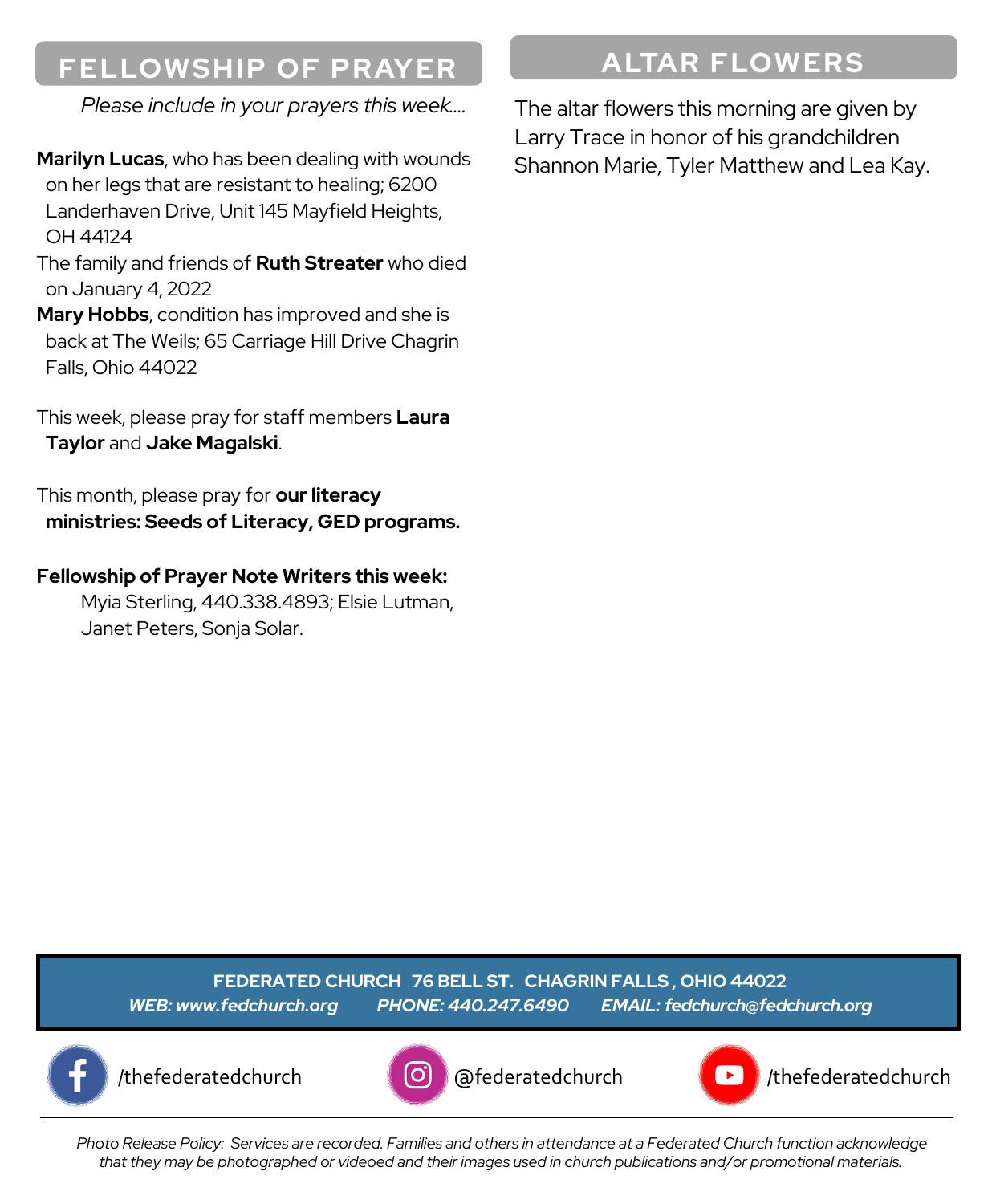## FELLOWSHIP OF PRAYER

*Please include in your prayers this week....*

**Marilyn Lucas**, who has been dealing with wounds on her legs that are resistant to healing; 6200 Landerhaven Drive, Unit 145 Mayfield Heights, OH 44124

The family and friends of **Ruth Streater** who died on January 4, 2022

**Mary Hobbs**, condition has improved and she is back at The Weils; 65 Carriage Hill Drive Chagrin Falls, Ohio 44022

This week, please pray for staff members **Laura Taylor** and **Jake Magalski**.

This month, please pray for **our literacy ministries: Seeds of Literacy, GED programs.**

**Fellowship of Prayer Note Writers this week:**
Myia Sterling, 440.338.4893; Elsie Lutman, Janet Peters, Sonja Solar.

## ALTAR FLOWERS

The altar flowers this morning are given by Larry Trace in honor of his grandchildren Shannon Marie, Tyler Matthew and Lea Kay.

**FEDERATED CHURCH 76 BELL ST. CHAGRIN FALLS, OHIO 44022**
***WEB: www.fedchurch.org PHONE: 440.247.6490 EMAIL: fedchurch@fedchurch.org***

/thefederatedchurch @federatedchurch /thefederatedchurch

*Photo Release Policy: Services are recorded. Families and others in attendance at a Federated Church function acknowledge that they may be photographed or videoed and their images used in church publications and/or promotional materials.*